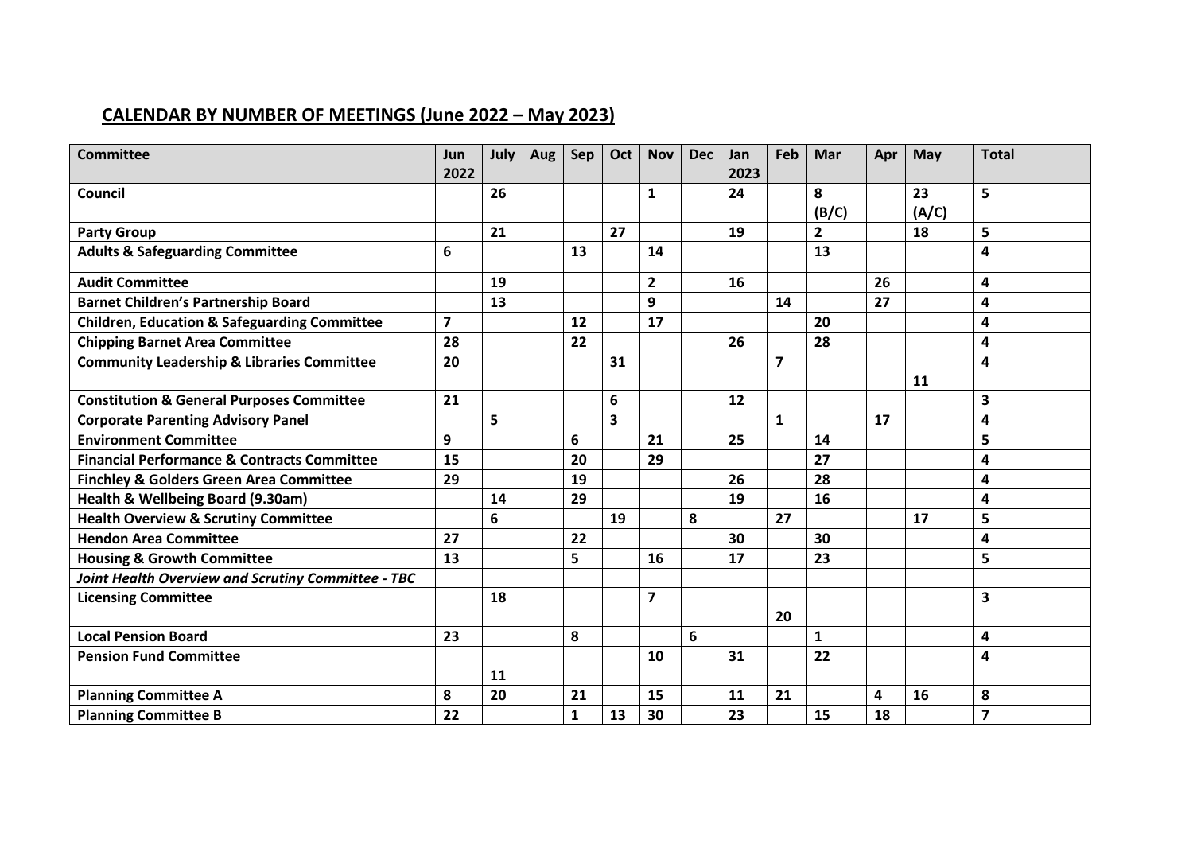## CALENDAR BY NUMBER OF MEETINGS (June 2022 – May 2023)

| Committee | Jun 2022 | July | Aug | Sep | Oct | Nov | Dec | Jan 2023 | Feb | Mar | Apr | May | Total |
|---|---|---|---|---|---|---|---|---|---|---|---|---|---|
| **Council** | | **26** | | | | **1** | | **24** | | **8 (B/C)** | | **23 (A/C)** | **5** |
| **Party Group** | | **21** | | | **27** | | | **19** | | **2** | | **18** | **5** |
| **Adults & Safeguarding Committee** | **6** | | | **13** | | **14** | | | | **13** | | | **4** |
| **Audit Committee** | | **19** | | | | **2** | | **16** | | | **26** | | **4** |
| **Barnet Children's Partnership Board** | | **13** | | | | **9** | | | **14** | | **27** | | **4** |
| **Children, Education & Safeguarding Committee** | **7** | | | **12** | | **17** | | | | **20** | | | **4** |
| **Chipping Barnet Area Committee** | **28** | | | **22** | | | | **26** | | **28** | | | **4** |
| **Community Leadership & Libraries Committee** | **20** | | | | **31** | | | | **7** | | | **11** | **4** |
| **Constitution & General Purposes Committee** | **21** | | | | **6** | | | **12** | | | | | **3** |
| **Corporate Parenting Advisory Panel** | | **5** | | | **3** | | | | **1** | | **17** | | **4** |
| **Environment Committee** | **9** | | | **6** | | **21** | | **25** | | **14** | | | **5** |
| **Financial Performance & Contracts Committee** | **15** | | | **20** | | **29** | | | | **27** | | | **4** |
| **Finchley & Golders Green Area Committee** | **29** | | | **19** | | | | **26** | | **28** | | | **4** |
| **Health & Wellbeing Board (9.30am)** | | **14** | | **29** | | | | **19** | | **16** | | | **4** |
| **Health Overview & Scrutiny Committee** | | **6** | | | **19** | | **8** | | **27** | | | **17** | **5** |
| **Hendon Area Committee** | **27** | | | **22** | | | | **30** | | **30** | | | **4** |
| **Housing & Growth Committee** | **13** | | | **5** | | **16** | | **17** | | **23** | | | **5** |
| ***Joint Health Overview and Scrutiny Committee - TBC*** | | | | | | | | | | | | | |
| **Licensing Committee** | | **18** | | | | **7** | | | **20** | | | | **3** |
| **Local Pension Board** | **23** | | | **8** | | | **6** | | | **1** | | | **4** |
| **Pension Fund Committee** | | **11** | | | | **10** | | **31** | | **22** | | | **4** |
| **Planning Committee A** | **8** | **20** | | **21** | | **15** | | **11** | **21** | | **4** | **16** | **8** |
| **Planning Committee B** | **22** | | | **1** | **13** | **30** | | **23** | | **15** | **18** | | **7** |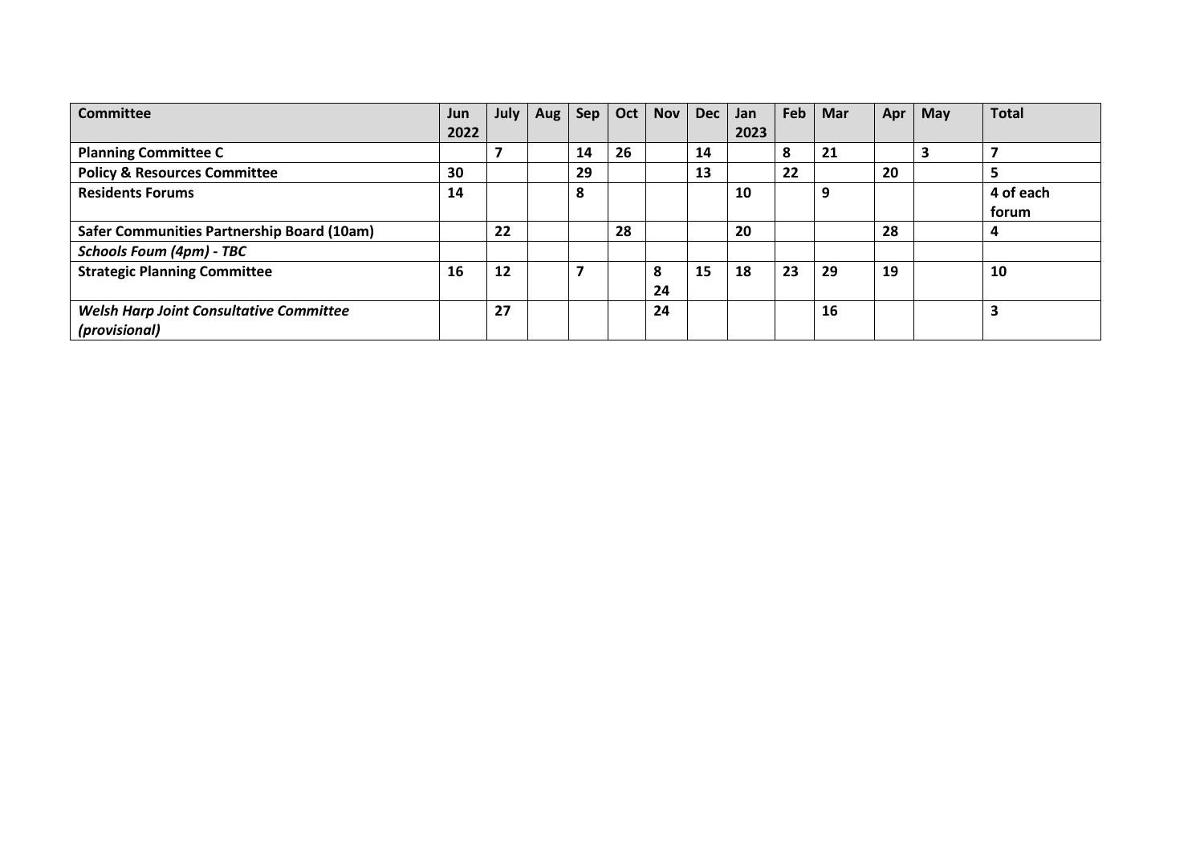| **Committee** | **Jun 2022** | **July** | **Aug** | **Sep** | **Oct** | **Nov** | **Dec** | **Jan 2023** | **Feb** | **Mar** | **Apr** | **May** | **Total** |
|---|---|---|---|---|---|---|---|---|---|---|---|---|---|
| **Planning Committee C** | | **7** | | **14** | **26** | | **14** | | **8** | **21** | | **3** | **7** |
| **Policy & Resources Committee** | **30** | | | **29** | | | **13** | | **22** | | **20** | | **5** |
| **Residents Forums** | **14** | | | **8** | | | | **10** | | **9** | | | **4 of each forum** |
| **Safer Communities Partnership Board (10am)** | | **22** | | | **28** | | | **20** | | | **28** | | **4** |
| ***Schools Foum (4pm) - TBC*** | | | | | | | | | | | | | |
| **Strategic Planning Committee** | **16** | **12** | | **7** | | **8** **24** | **15** | **18** | **23** | **29** | **19** | | **10** |
| ***Welsh Harp Joint Consultative Committee (provisional)*** | | **27** | | | | **24** | | | | **16** | | | **3** |